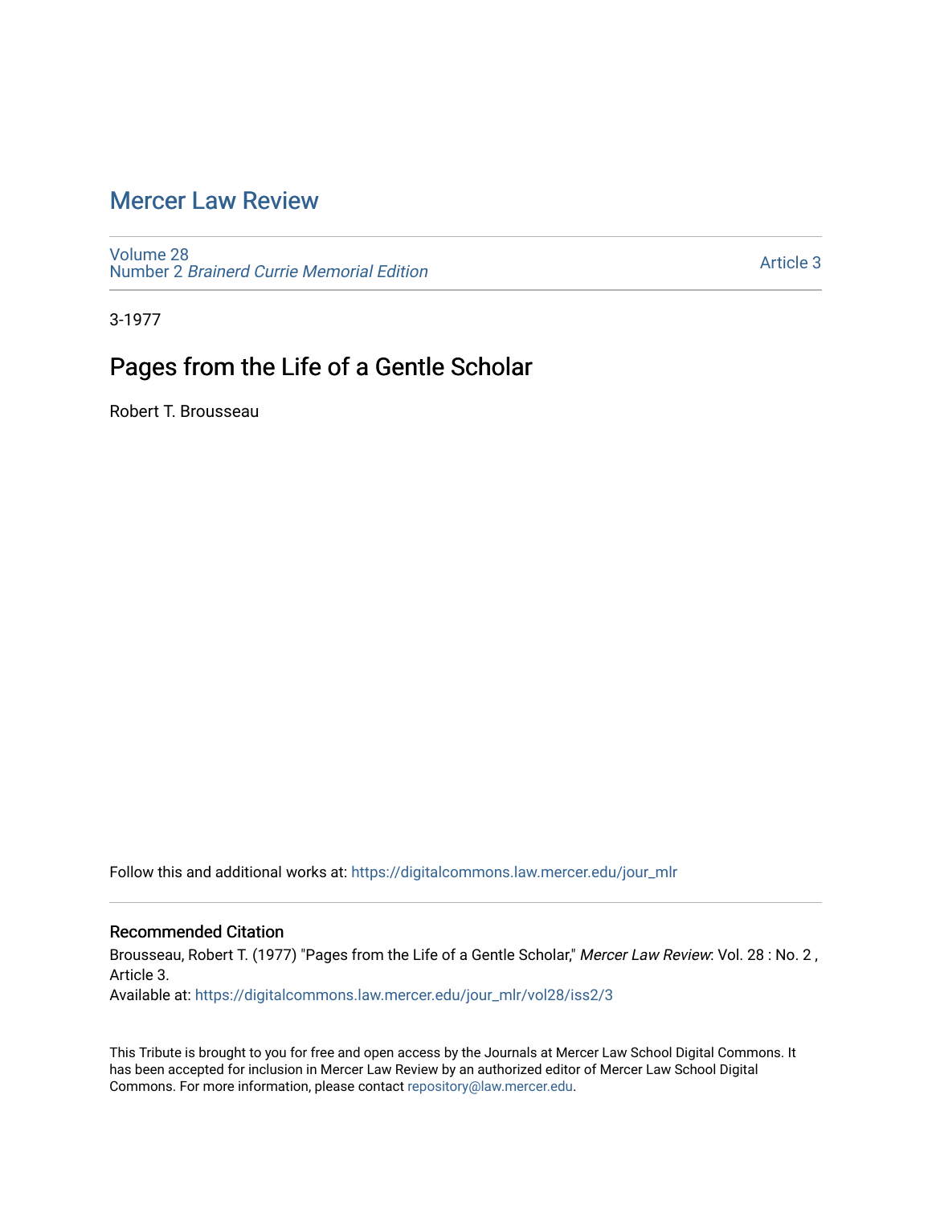# Mercer Law Review

Volume 28
Number 2 *Brainerd Currie Memorial Edition*

Article 3

3-1977

## Pages from the Life of a Gentle Scholar

Robert T. Brousseau

Follow this and additional works at: https://digitalcommons.law.mercer.edu/jour_mlr

### Recommended Citation

Brousseau, Robert T. (1977) "Pages from the Life of a Gentle Scholar," *Mercer Law Review*: Vol. 28 : No. 2 , Article 3.
Available at: https://digitalcommons.law.mercer.edu/jour_mlr/vol28/iss2/3

This Tribute is brought to you for free and open access by the Journals at Mercer Law School Digital Commons. It has been accepted for inclusion in Mercer Law Review by an authorized editor of Mercer Law School Digital Commons. For more information, please contact repository@law.mercer.edu.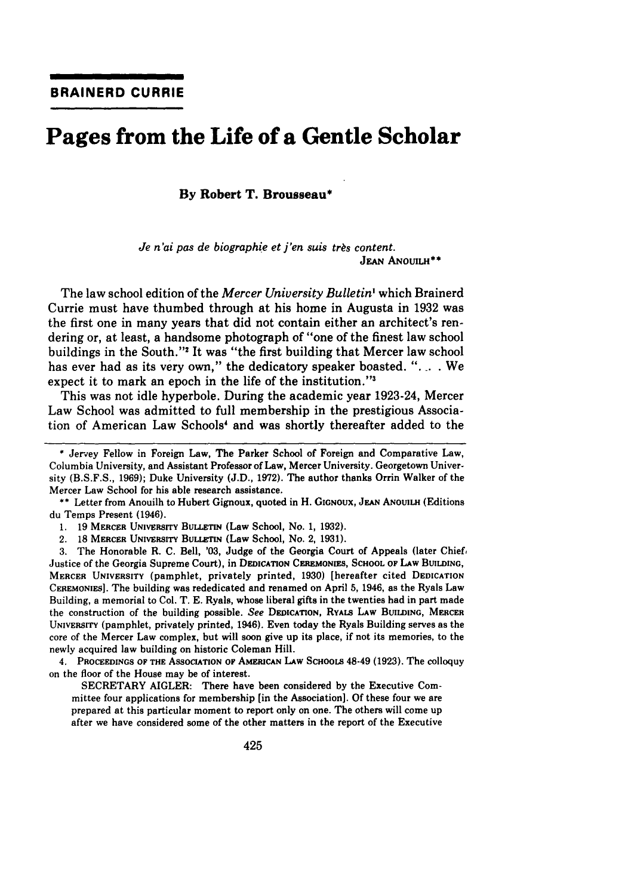**BRAINERD CURRIE**

# Pages from the Life of a Gentle Scholar

**By Robert T. Brousseau***

> *Je n'ai pas de biographie et j'en suis très content.*
>
> JEAN ANOUILH**

The law school edition of the *Mercer University Bulletin*[1] which Brainerd Currie must have thumbed through at his home in Augusta in 1932 was the first one in many years that did not contain either an architect's rendering or, at least, a handsome photograph of "one of the finest law school buildings in the South."[2] It was "the first building that Mercer law school has ever had as its very own," the dedicatory speaker boasted. ". . . We expect it to mark an epoch in the life of the institution."[3]

This was not idle hyperbole. During the academic year 1923-24, Mercer Law School was admitted to full membership in the prestigious Association of American Law Schools[4] and was shortly thereafter added to the

---

\* Jervey Fellow in Foreign Law, The Parker School of Foreign and Comparative Law, Columbia University, and Assistant Professor of Law, Mercer University. Georgetown University (B.S.F.S., 1969); Duke University (J.D., 1972). The author thanks Orrin Walker of the Mercer Law School for his able research assistance.

\*\* Letter from Anouilh to Hubert Gignoux, quoted in H. GIGNOUX, JEAN ANOUILH (Editions du Temps Present (1946).

1. 19 MERCER UNIVERSITY BULLETIN (Law School, No. 1, 1932).

2. 18 MERCER UNIVERSITY BULLETIN (Law School, No. 2, 1931).

3. The Honorable R. C. Bell, '03, Judge of the Georgia Court of Appeals (later Chief Justice of the Georgia Supreme Court), in DEDICATION CEREMONIES, SCHOOL OF LAW BUILDING, MERCER UNIVERSITY (pamphlet, privately printed, 1930) [hereafter cited DEDICATION CEREMONIES]. The building was rededicated and renamed on April 5, 1946, as the Ryals Law Building, a memorial to Col. T. E. Ryals, whose liberal gifts in the twenties had in part made the construction of the building possible. *See* DEDICATION, RYALS LAW BUILDING, MERCER UNIVERSITY (pamphlet, privately printed, 1946). Even today the Ryals Building serves as the core of the Mercer Law complex, but will soon give up its place, if not its memories, to the newly acquired law building on historic Coleman Hill.

4. PROCEEDINGS OF THE ASSOCIATION OF AMERICAN LAW SCHOOLS 48-49 (1923). The colloquy on the floor of the House may be of interest.

> SECRETARY AIGLER: There have been considered by the Executive Committee four applications for membership [in the Association]. Of these four we are prepared at this particular moment to report only on one. The others will come up after we have considered some of the other matters in the report of the Executive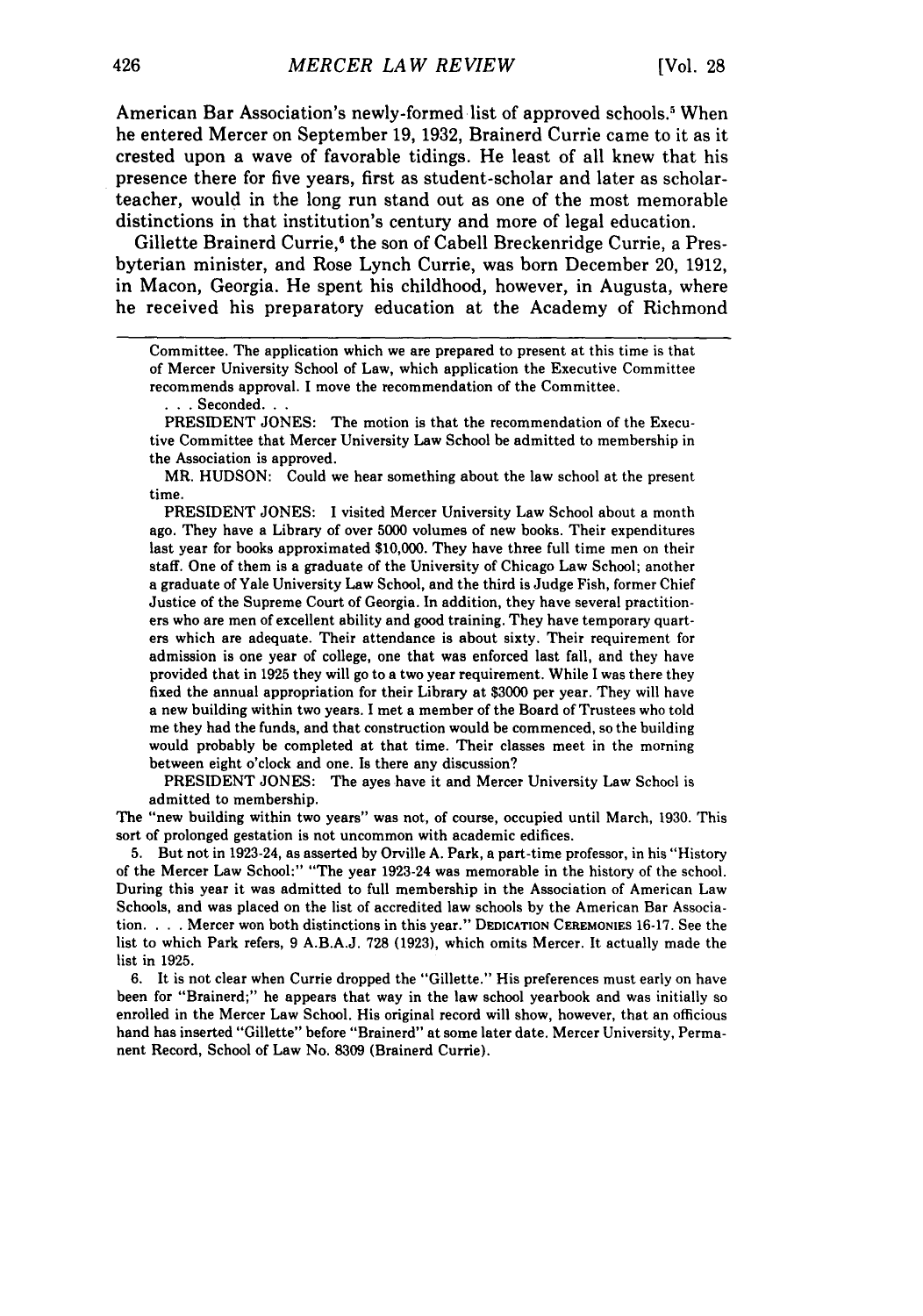American Bar Association's newly-formed list of approved schools.[5] When he entered Mercer on September 19, 1932, Brainerd Currie came to it as it crested upon a wave of favorable tidings. He least of all knew that his presence there for five years, first as student-scholar and later as scholar-teacher, would in the long run stand out as one of the most memorable distinctions in that institution's century and more of legal education.

Gillette Brainerd Currie,[6] the son of Cabell Breckenridge Currie, a Presbyterian minister, and Rose Lynch Currie, was born December 20, 1912, in Macon, Georgia. He spent his childhood, however, in Augusta, where he received his preparatory education at the Academy of Richmond

---

Committee. The application which we are prepared to present at this time is that of Mercer University School of Law, which application the Executive Committee recommends approval. I move the recommendation of the Committee.

. . . Seconded. . .

PRESIDENT JONES: The motion is that the recommendation of the Executive Committee that Mercer University Law School be admitted to membership in the Association is approved.

MR. HUDSON: Could we hear something about the law school at the present time.

PRESIDENT JONES: I visited Mercer University Law School about a month ago. They have a Library of over 5000 volumes of new books. Their expenditures last year for books approximated $10,000. They have three full time men on their staff. One of them is a graduate of the University of Chicago Law School; another a graduate of Yale University Law School, and the third is Judge Fish, former Chief Justice of the Supreme Court of Georgia. In addition, they have several practitioners who are men of excellent ability and good training. They have temporary quarters which are adequate. Their attendance is about sixty. Their requirement for admission is one year of college, one that was enforced last fall, and they have provided that in 1925 they will go to a two year requirement. While I was there they fixed the annual appropriation for their Library at $3000 per year. They will have a new building within two years. I met a member of the Board of Trustees who told me they had the funds, and that construction would be commenced, so the building would probably be completed at that time. Their classes meet in the morning between eight o'clock and one. Is there any discussion?

PRESIDENT JONES: The ayes have it and Mercer University Law School is admitted to membership.

The "new building within two years" was not, of course, occupied until March, 1930. This sort of prolonged gestation is not uncommon with academic edifices.

5. But not in 1923-24, as asserted by Orville A. Park, a part-time professor, in his "History of the Mercer Law School:" "The year 1923-24 was memorable in the history of the school. During this year it was admitted to full membership in the Association of American Law Schools, and was placed on the list of accredited law schools by the American Bar Association. . . . Mercer won both distinctions in this year." DEDICATION CEREMONIES 16-17. See the list to which Park refers, 9 A.B.A.J. 728 (1923), which omits Mercer. It actually made the list in 1925.

6. It is not clear when Currie dropped the "Gillette." His preferences must early on have been for "Brainerd;" he appears that way in the law school yearbook and was initially so enrolled in the Mercer Law School. His original record will show, however, that an officious hand has inserted "Gillette" before "Brainerd" at some later date. Mercer University, Permanent Record, School of Law No. 8309 (Brainerd Currie).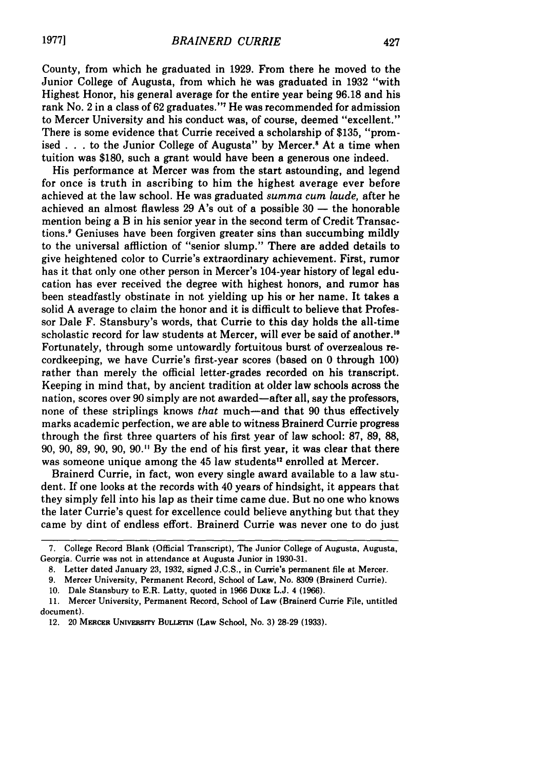County, from which he graduated in 1929. From there he moved to the Junior College of Augusta, from which he was graduated in 1932 "with Highest Honor, his general average for the entire year being 96.18 and his rank No. 2 in a class of 62 graduates."[7] He was recommended for admission to Mercer University and his conduct was, of course, deemed "excellent." There is some evidence that Currie received a scholarship of $135, "promised . . . to the Junior College of Augusta" by Mercer.[8] At a time when tuition was $180, such a grant would have been a generous one indeed.

His performance at Mercer was from the start astounding, and legend for once is truth in ascribing to him the highest average ever before achieved at the law school. He was graduated *summa cum laude,* after he achieved an almost flawless 29 A's out of a possible 30 — the honorable mention being a B in his senior year in the second term of Credit Transactions.[9] Geniuses have been forgiven greater sins than succumbing mildly to the universal affliction of "senior slump." There are added details to give heightened color to Currie's extraordinary achievement. First, rumor has it that only one other person in Mercer's 104-year history of legal education has ever received the degree with highest honors, and rumor has been steadfastly obstinate in not yielding up his or her name. It takes a solid A average to claim the honor and it is difficult to believe that Professor Dale F. Stansbury's words, that Currie to this day holds the all-time scholastic record for law students at Mercer, will ever be said of another.[10] Fortunately, through some untowardly fortuitous burst of overzealous recordkeeping, we have Currie's first-year scores (based on 0 through 100) rather than merely the official letter-grades recorded on his transcript. Keeping in mind that, by ancient tradition at older law schools across the nation, scores over 90 simply are not awarded—after all, say the professors, none of these striplings knows *that* much—and that 90 thus effectively marks academic perfection, we are able to witness Brainerd Currie progress through the first three quarters of his first year of law school: 87, 89, 88, 90, 90, 89, 90, 90, 90.[11] By the end of his first year, it was clear that there was someone unique among the 45 law students[12] enrolled at Mercer.

Brainerd Currie, in fact, won every single award available to a law student. If one looks at the records with 40 years of hindsight, it appears that they simply fell into his lap as their time came due. But no one who knows the later Currie's quest for excellence could believe anything but that they came by dint of endless effort. Brainerd Currie was never one to do just

---

7. College Record Blank (Official Transcript), The Junior College of Augusta, Augusta, Georgia. Currie was not in attendance at Augusta Junior in 1930-31.

8. Letter dated January 23, 1932, signed J.C.S., in Currie's permanent file at Mercer.

9. Mercer University, Permanent Record, School of Law, No. 8309 (Brainerd Currie).

10. Dale Stansbury to E.R. Latty, quoted in 1966 DUKE L.J. 4 (1966).

11. Mercer University, Permanent Record, School of Law (Brainerd Currie File, untitled document).

12. 20 MERCER UNIVERSITY BULLETIN (Law School, No. 3) 28-29 (1933).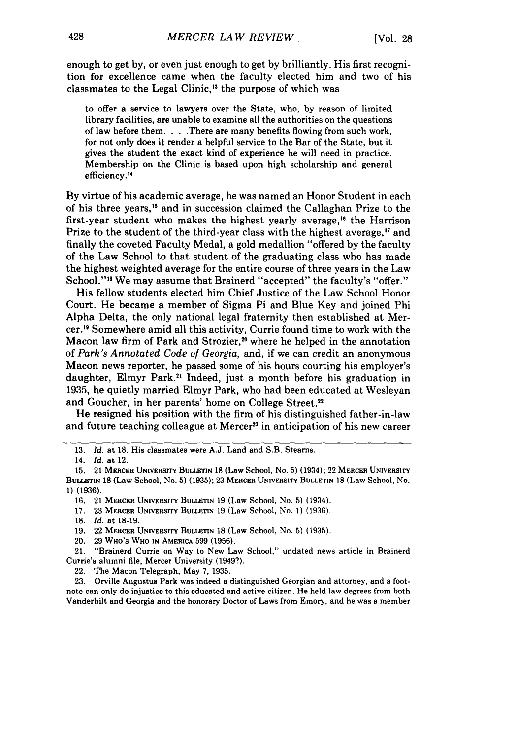enough to get by, or even just enough to get by brilliantly. His first recognition for excellence came when the faculty elected him and two of his classmates to the Legal Clinic,[13] the purpose of which was

> to offer a service to lawyers over the State, who, by reason of limited library facilities, are unable to examine all the authorities on the questions of law before them. . . .There are many benefits flowing from such work, for not only does it render a helpful service to the Bar of the State, but it gives the student the exact kind of experience he will need in practice. Membership on the Clinic is based upon high scholarship and general efficiency.[14]

By virtue of his academic average, he was named an Honor Student in each of his three years,[15] and in succession claimed the Callaghan Prize to the first-year student who makes the highest yearly average,[16] the Harrison Prize to the student of the third-year class with the highest average,[17] and finally the coveted Faculty Medal, a gold medallion "offered by the faculty of the Law School to that student of the graduating class who has made the highest weighted average for the entire course of three years in the Law School."[18] We may assume that Brainerd "accepted" the faculty's "offer."

His fellow students elected him Chief Justice of the Law School Honor Court. He became a member of Sigma Pi and Blue Key and joined Phi Alpha Delta, the only national legal fraternity then established at Mercer.[19] Somewhere amid all this activity, Currie found time to work with the Macon law firm of Park and Strozier,[20] where he helped in the annotation of *Park's Annotated Code of Georgia,* and, if we can credit an anonymous Macon news reporter, he passed some of his hours courting his employer's daughter, Elmyr Park.[21] Indeed, just a month before his graduation in 1935, he quietly married Elmyr Park, who had been educated at Wesleyan and Goucher, in her parents' home on College Street.[22]

He resigned his position with the firm of his distinguished father-in-law and future teaching colleague at Mercer[23] in anticipation of his new career

---

13. *Id.* at 18. His classmates were A.J. Land and S.B. Stearns.

14. *Id.* at 12.

15. 21 MERCER UNIVERSITY BULLETIN 18 (Law School, No. 5) (1934); 22 MERCER UNIVERSITY BULLETIN 18 (Law School, No. 5) (1935); 23 MERCER UNIVERSITY BULLETIN 18 (Law School, No. 1) (1936).

16. 21 MERCER UNIVERSITY BULLETIN 19 (Law School, No. 5) (1934).

17. 23 MERCER UNIVERSITY BULLETIN 19 (Law School, No. 1) (1936).

18. *Id.* at 18-19.

19. 22 MERCER UNIVERSITY BULLETIN 18 (Law School, No. 5) (1935).

20. 29 WHO'S WHO IN AMERICA 599 (1956).

21. "Brainerd Currie on Way to New Law School," undated news article in Brainerd Currie's alumni file, Mercer University (1949?).

22. The Macon Telegraph, May 7, 1935.

23. Orville Augustus Park was indeed a distinguished Georgian and attorney, and a footnote can only do injustice to this educated and active citizen. He held law degrees from both Vanderbilt and Georgia and the honorary Doctor of Laws from Emory, and he was a member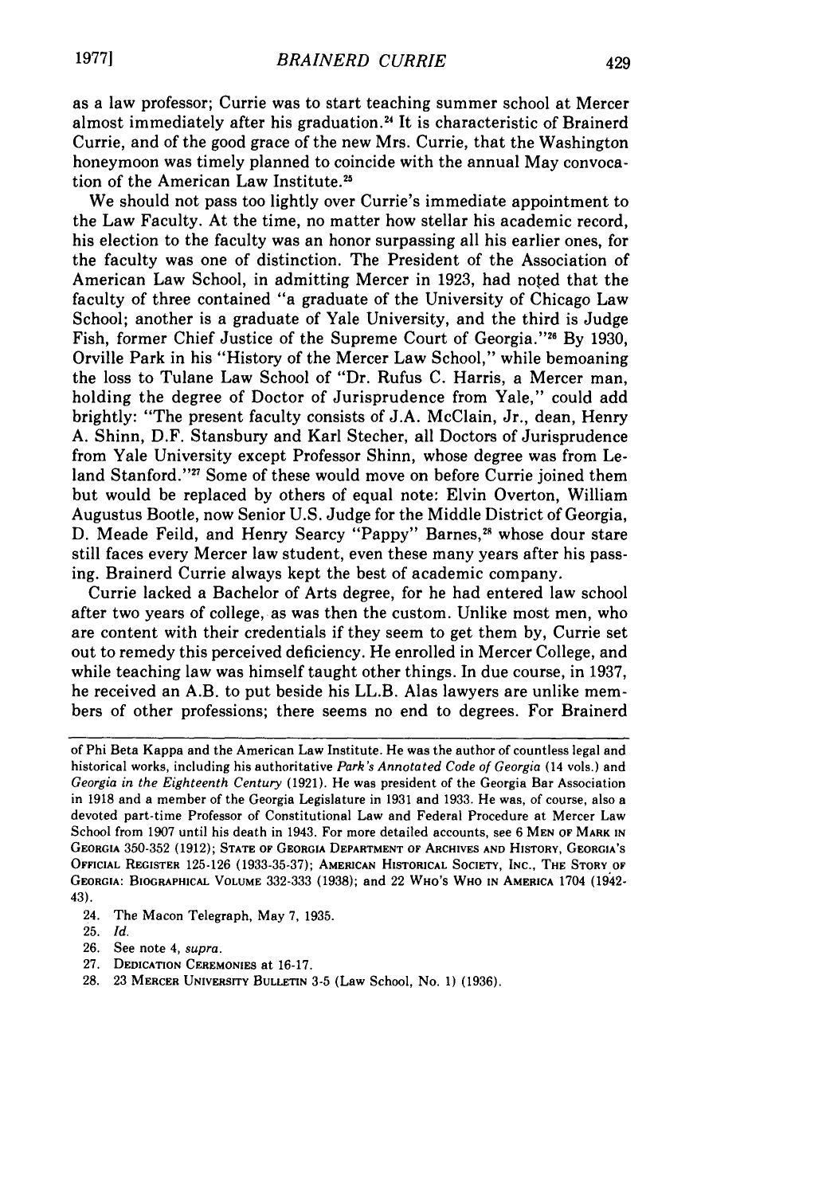as a law professor; Currie was to start teaching summer school at Mercer almost immediately after his graduation.[24] It is characteristic of Brainerd Currie, and of the good grace of the new Mrs. Currie, that the Washington honeymoon was timely planned to coincide with the annual May convocation of the American Law Institute.[25]

We should not pass too lightly over Currie's immediate appointment to the Law Faculty. At the time, no matter how stellar his academic record, his election to the faculty was an honor surpassing all his earlier ones, for the faculty was one of distinction. The President of the Association of American Law School, in admitting Mercer in 1923, had noted that the faculty of three contained "a graduate of the University of Chicago Law School; another is a graduate of Yale University, and the third is Judge Fish, former Chief Justice of the Supreme Court of Georgia."[26] By 1930, Orville Park in his "History of the Mercer Law School," while bemoaning the loss to Tulane Law School of "Dr. Rufus C. Harris, a Mercer man, holding the degree of Doctor of Jurisprudence from Yale," could add brightly: "The present faculty consists of J.A. McClain, Jr., dean, Henry A. Shinn, D.F. Stansbury and Karl Stecher, all Doctors of Jurisprudence from Yale University except Professor Shinn, whose degree was from Leland Stanford."[27] Some of these would move on before Currie joined them but would be replaced by others of equal note: Elvin Overton, William Augustus Bootle, now Senior U.S. Judge for the Middle District of Georgia, D. Meade Feild, and Henry Searcy "Pappy" Barnes,[28] whose dour stare still faces every Mercer law student, even these many years after his passing. Brainerd Currie always kept the best of academic company.

Currie lacked a Bachelor of Arts degree, for he had entered law school after two years of college, as was then the custom. Unlike most men, who are content with their credentials if they seem to get them by, Currie set out to remedy this perceived deficiency. He enrolled in Mercer College, and while teaching law was himself taught other things. In due course, in 1937, he received an A.B. to put beside his LL.B. Alas lawyers are unlike members of other professions; there seems no end to degrees. For Brainerd

---

of Phi Beta Kappa and the American Law Institute. He was the author of countless legal and historical works, including his authoritative *Park's Annotated Code of Georgia* (14 vols.) and *Georgia in the Eighteenth Century* (1921). He was president of the Georgia Bar Association in 1918 and a member of the Georgia Legislature in 1931 and 1933. He was, of course, also a devoted part-time Professor of Constitutional Law and Federal Procedure at Mercer Law School from 1907 until his death in 1943. For more detailed accounts, see 6 MEN OF MARK IN GEORGIA 350-352 (1912); STATE OF GEORGIA DEPARTMENT OF ARCHIVES AND HISTORY, GEORGIA'S OFFICIAL REGISTER 125-126 (1933-35-37); AMERICAN HISTORICAL SOCIETY, INC., THE STORY OF GEORGIA: BIOGRAPHICAL VOLUME 332-333 (1938); and 22 WHO'S WHO IN AMERICA 1704 (1942-43).

24. The Macon Telegraph, May 7, 1935.

25. *Id.*

26. See note 4, *supra*.

27. DEDICATION CEREMONIES at 16-17.

28. 23 MERCER UNIVERSITY BULLETIN 3-5 (Law School, No. 1) (1936).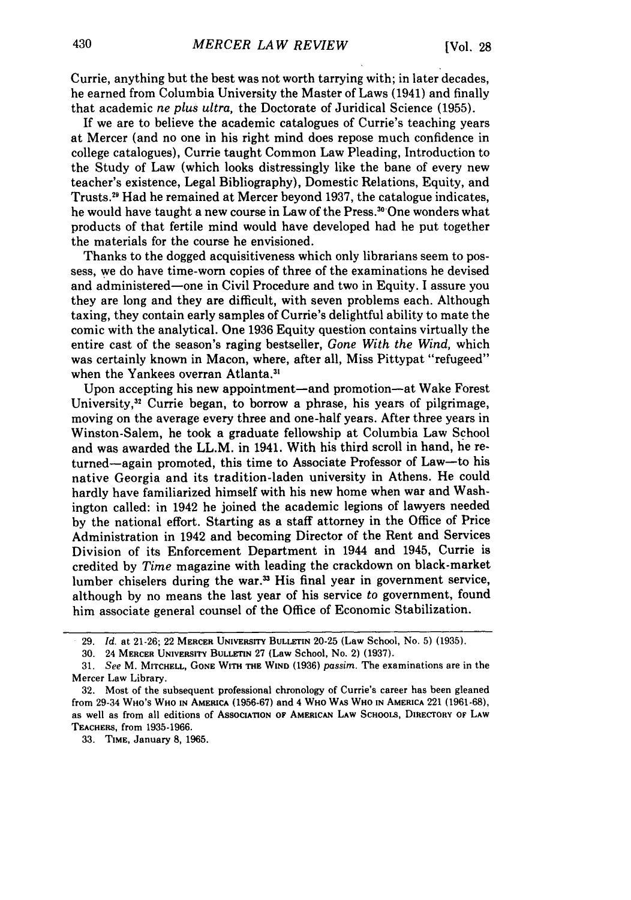Currie, anything but the best was not worth tarrying with; in later decades, he earned from Columbia University the Master of Laws (1941) and finally that academic *ne plus ultra*, the Doctorate of Juridical Science (1955).

If we are to believe the academic catalogues of Currie's teaching years at Mercer (and no one in his right mind does repose much confidence in college catalogues), Currie taught Common Law Pleading, Introduction to the Study of Law (which looks distressingly like the bane of every new teacher's existence, Legal Bibliography), Domestic Relations, Equity, and Trusts.[29] Had he remained at Mercer beyond 1937, the catalogue indicates, he would have taught a new course in Law of the Press.[30] One wonders what products of that fertile mind would have developed had he put together the materials for the course he envisioned.

Thanks to the dogged acquisitiveness which only librarians seem to possess, we do have time-worn copies of three of the examinations he devised and administered—one in Civil Procedure and two in Equity. I assure you they are long and they are difficult, with seven problems each. Although taxing, they contain early samples of Currie's delightful ability to mate the comic with the analytical. One 1936 Equity question contains virtually the entire cast of the season's raging bestseller, *Gone With the Wind*, which was certainly known in Macon, where, after all, Miss Pittypat "refugeed" when the Yankees overran Atlanta.[31]

Upon accepting his new appointment—and promotion—at Wake Forest University,[32] Currie began, to borrow a phrase, his years of pilgrimage, moving on the average every three and one-half years. After three years in Winston-Salem, he took a graduate fellowship at Columbia Law School and was awarded the LL.M. in 1941. With his third scroll in hand, he returned—again promoted, this time to Associate Professor of Law—to his native Georgia and its tradition-laden university in Athens. He could hardly have familiarized himself with his new home when war and Washington called: in 1942 he joined the academic legions of lawyers needed by the national effort. Starting as a staff attorney in the Office of Price Administration in 1942 and becoming Director of the Rent and Services Division of its Enforcement Department in 1944 and 1945, Currie is credited by *Time* magazine with leading the crackdown on black-market lumber chiselers during the war.[33] His final year in government service, although by no means the last year of his service *to* government, found him associate general counsel of the Office of Economic Stabilization.

---

29. *Id.* at 21-26; 22 MERCER UNIVERSITY BULLETIN 20-25 (Law School, No. 5) (1935).

30. 24 MERCER UNIVERSITY BULLETIN 27 (Law School, No. 2) (1937).

31. *See* M. MITCHELL, GONE WITH THE WIND (1936) *passim*. The examinations are in the Mercer Law Library.

32. Most of the subsequent professional chronology of Currie's career has been gleaned from 29-34 WHO'S WHO IN AMERICA (1956-67) and 4 WHO WAS WHO IN AMERICA 221 (1961-68), as well as from all editions of ASSOCIATION OF AMERICAN LAW SCHOOLS, DIRECTORY OF LAW TEACHERS, from 1935-1966.

33. TIME, January 8, 1965.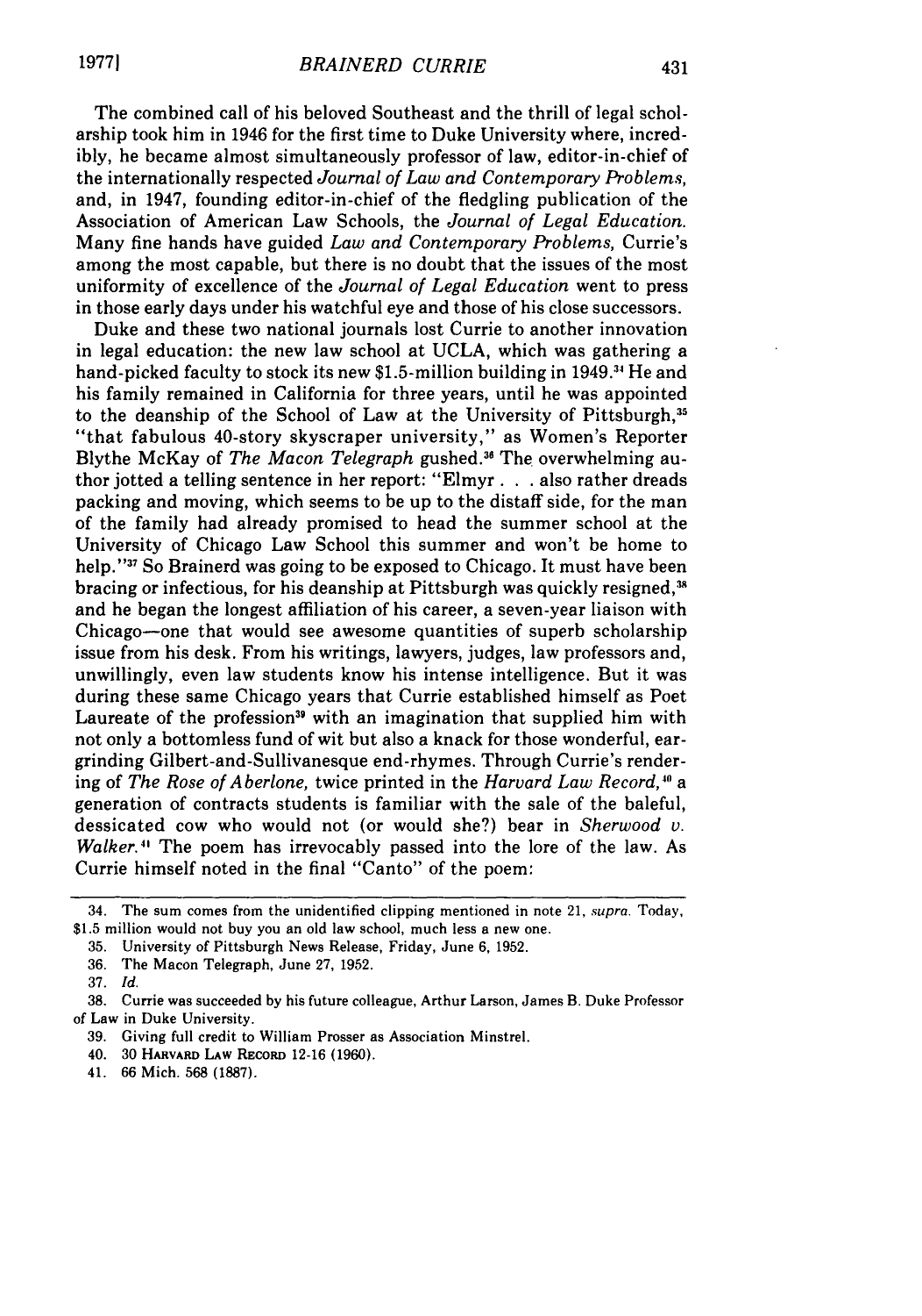The combined call of his beloved Southeast and the thrill of legal scholarship took him in 1946 for the first time to Duke University where, incredibly, he became almost simultaneously professor of law, editor-in-chief of the internationally respected *Journal of Law and Contemporary Problems*, and, in 1947, founding editor-in-chief of the fledgling publication of the Association of American Law Schools, the *Journal of Legal Education*. Many fine hands have guided *Law and Contemporary Problems*, Currie's among the most capable, but there is no doubt that the issues of the most uniformity of excellence of the *Journal of Legal Education* went to press in those early days under his watchful eye and those of his close successors.

Duke and these two national journals lost Currie to another innovation in legal education: the new law school at UCLA, which was gathering a hand-picked faculty to stock its new $1.5-million building in 1949.[34] He and his family remained in California for three years, until he was appointed to the deanship of the School of Law at the University of Pittsburgh,[35] "that fabulous 40-story skyscraper university," as Women's Reporter Blythe McKay of *The Macon Telegraph* gushed.[36] The overwhelming author jotted a telling sentence in her report: "Elmyr . . . also rather dreads packing and moving, which seems to be up to the distaff side, for the man of the family had already promised to head the summer school at the University of Chicago Law School this summer and won't be home to help."[37] So Brainerd was going to be exposed to Chicago. It must have been bracing or infectious, for his deanship at Pittsburgh was quickly resigned,[38] and he began the longest affiliation of his career, a seven-year liaison with Chicago—one that would see awesome quantities of superb scholarship issue from his desk. From his writings, lawyers, judges, law professors and, unwillingly, even law students know his intense intelligence. But it was during these same Chicago years that Currie established himself as Poet Laureate of the profession[39] with an imagination that supplied him with not only a bottomless fund of wit but also a knack for those wonderful, ear-grinding Gilbert-and-Sullivanesque end-rhymes. Through Currie's rendering of *The Rose of Aberlone*, twice printed in the *Harvard Law Record*,[40] a generation of contracts students is familiar with the sale of the baleful, dessicated cow who would not (or would she?) bear in *Sherwood v. Walker*.[41] The poem has irrevocably passed into the lore of the law. As Currie himself noted in the final "Canto" of the poem:

---

34. The sum comes from the unidentified clipping mentioned in note 21, *supra*. Today, $1.5 million would not buy you an old law school, much less a new one.

35. University of Pittsburgh News Release, Friday, June 6, 1952.

36. The Macon Telegraph, June 27, 1952.

37. *Id.*

38. Currie was succeeded by his future colleague, Arthur Larson, James B. Duke Professor of Law in Duke University.

39. Giving full credit to William Prosser as Association Minstrel.

40. 30 HARVARD LAW RECORD 12-16 (1960).

41. 66 Mich. 568 (1887).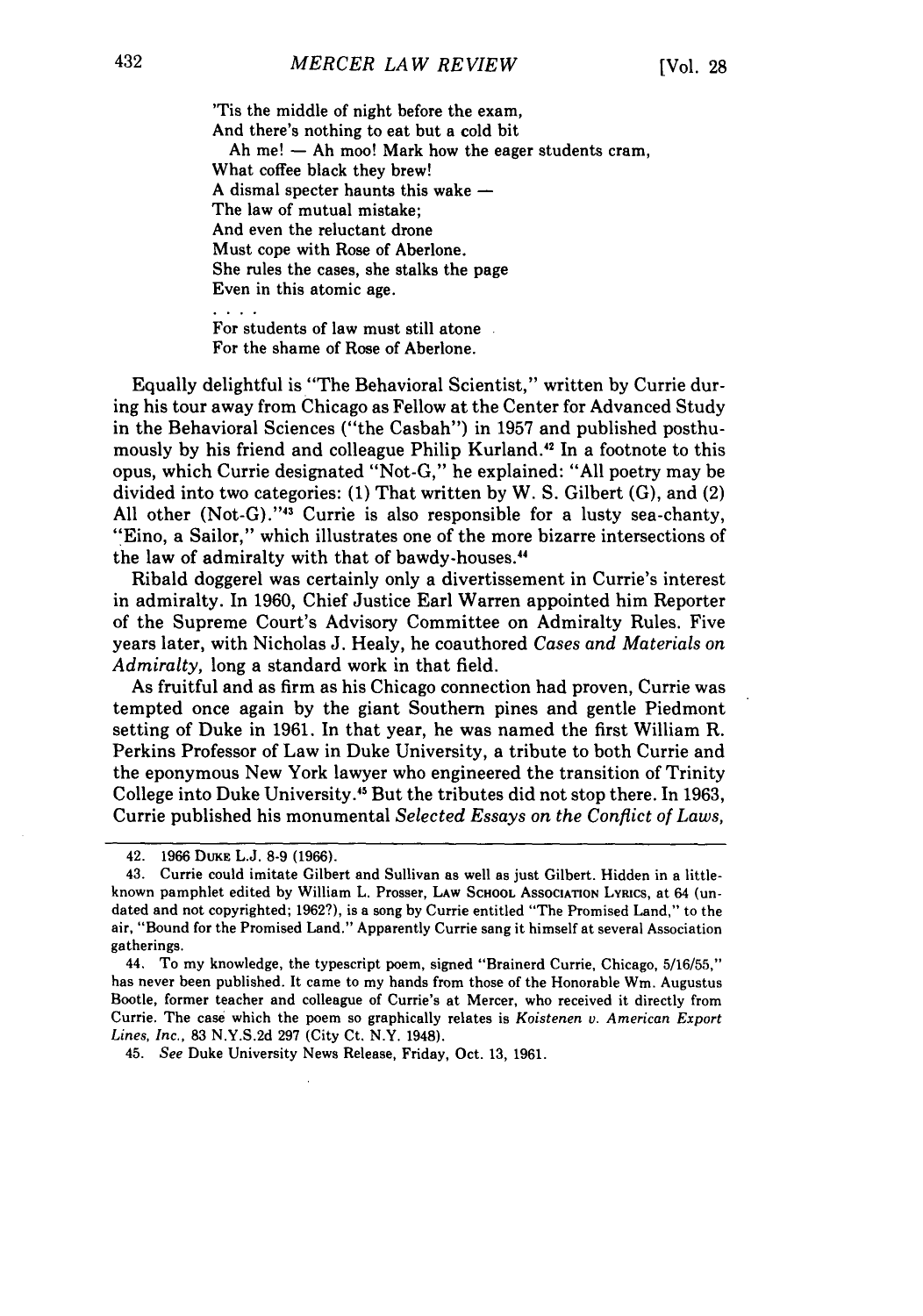'Tis the middle of night before the exam,
And there's nothing to eat but a cold bit
  Ah me! — Ah moo! Mark how the eager students cram,
What coffee black they brew!
A dismal specter haunts this wake —
The law of mutual mistake;
And even the reluctant drone
Must cope with Rose of Aberlone.
She rules the cases, she stalks the page
Even in this atomic age.

. . . .

For students of law must still atone
For the shame of Rose of Aberlone.

Equally delightful is "The Behavioral Scientist," written by Currie during his tour away from Chicago as Fellow at the Center for Advanced Study in the Behavioral Sciences ("the Casbah") in 1957 and published posthumously by his friend and colleague Philip Kurland.[42] In a footnote to this opus, which Currie designated "Not-G," he explained: "All poetry may be divided into two categories: (1) That written by W. S. Gilbert (G), and (2) All other (Not-G)."[43] Currie is also responsible for a lusty sea-chanty, "Eino, a Sailor," which illustrates one of the more bizarre intersections of the law of admiralty with that of bawdy-houses.[44]

Ribald doggerel was certainly only a divertissement in Currie's interest in admiralty. In 1960, Chief Justice Earl Warren appointed him Reporter of the Supreme Court's Advisory Committee on Admiralty Rules. Five years later, with Nicholas J. Healy, he coauthored *Cases and Materials on Admiralty,* long a standard work in that field.

As fruitful and as firm as his Chicago connection had proven, Currie was tempted once again by the giant Southern pines and gentle Piedmont setting of Duke in 1961. In that year, he was named the first William R. Perkins Professor of Law in Duke University, a tribute to both Currie and the eponymous New York lawyer who engineered the transition of Trinity College into Duke University.[45] But the tributes did not stop there. In 1963, Currie published his monumental *Selected Essays on the Conflict of Laws,*

---

42. 1966 DUKE L.J. 8-9 (1966).

43. Currie could imitate Gilbert and Sullivan as well as just Gilbert. Hidden in a little-known pamphlet edited by William L. Prosser, LAW SCHOOL ASSOCIATION LYRICS, at 64 (undated and not copyrighted; 1962?), is a song by Currie entitled "The Promised Land," to the air, "Bound for the Promised Land." Apparently Currie sang it himself at several Association gatherings.

44. To my knowledge, the typescript poem, signed "Brainerd Currie, Chicago, 5/16/55," has never been published. It came to my hands from those of the Honorable Wm. Augustus Bootle, former teacher and colleague of Currie's at Mercer, who received it directly from Currie. The case which the poem so graphically relates is *Koistenen v. American Export Lines, Inc.,* 83 N.Y.S.2d 297 (City Ct. N.Y. 1948).

45. *See* Duke University News Release, Friday, Oct. 13, 1961.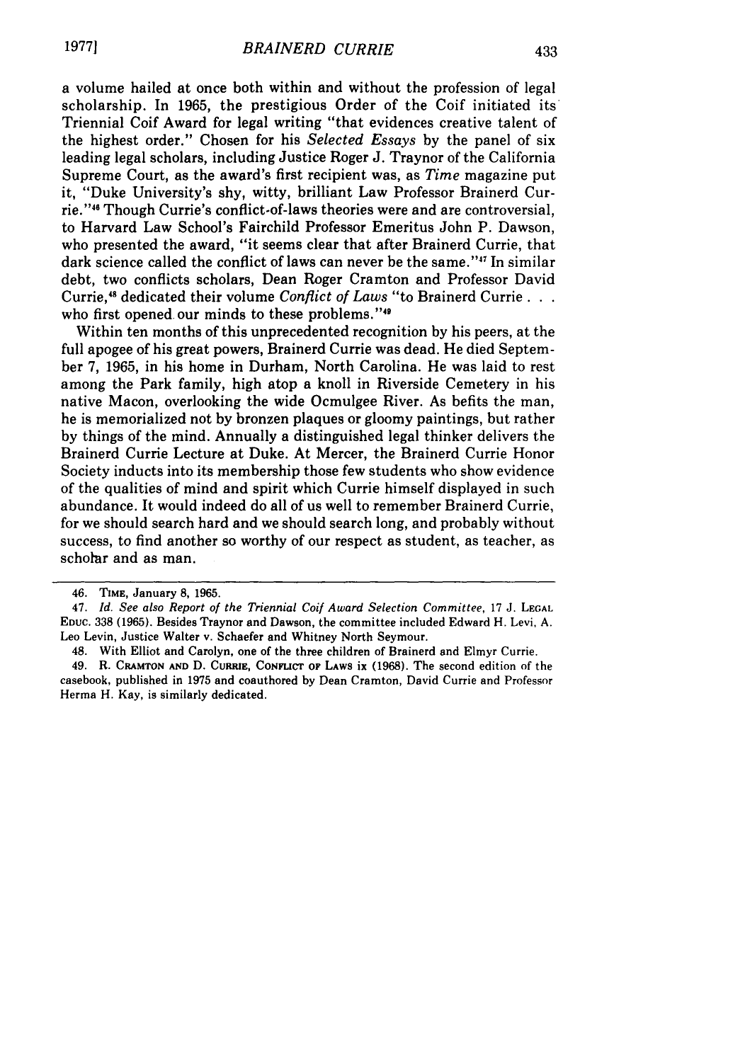a volume hailed at once both within and without the profession of legal scholarship. In 1965, the prestigious Order of the Coif initiated its Triennial Coif Award for legal writing "that evidences creative talent of the highest order." Chosen for his *Selected Essays* by the panel of six leading legal scholars, including Justice Roger J. Traynor of the California Supreme Court, as the award's first recipient was, as *Time* magazine put it, "Duke University's shy, witty, brilliant Law Professor Brainerd Currie."[46] Though Currie's conflict-of-laws theories were and are controversial, to Harvard Law School's Fairchild Professor Emeritus John P. Dawson, who presented the award, "it seems clear that after Brainerd Currie, that dark science called the conflict of laws can never be the same."[47] In similar debt, two conflicts scholars, Dean Roger Cramton and Professor David Currie,[48] dedicated their volume *Conflict of Laws* "to Brainerd Currie . . . who first opened our minds to these problems."[49]

Within ten months of this unprecedented recognition by his peers, at the full apogee of his great powers, Brainerd Currie was dead. He died September 7, 1965, in his home in Durham, North Carolina. He was laid to rest among the Park family, high atop a knoll in Riverside Cemetery in his native Macon, overlooking the wide Ocmulgee River. As befits the man, he is memorialized not by bronzen plaques or gloomy paintings, but rather by things of the mind. Annually a distinguished legal thinker delivers the Brainerd Currie Lecture at Duke. At Mercer, the Brainerd Currie Honor Society inducts into its membership those few students who show evidence of the qualities of mind and spirit which Currie himself displayed in such abundance. It would indeed do all of us well to remember Brainerd Currie, for we should search hard and we should search long, and probably without success, to find another so worthy of our respect as student, as teacher, as scholar and as man.

---

46. TIME, January 8, 1965.

47. *Id. See also Report of the Triennial Coif Award Selection Committee*, 17 J. LEGAL EDUC. 338 (1965). Besides Traynor and Dawson, the committee included Edward H. Levi, A. Leo Levin, Justice Walter v. Schaefer and Whitney North Seymour.

48. With Elliot and Carolyn, one of the three children of Brainerd and Elmyr Currie.

49. R. CRAMTON AND D. CURRIE, CONFLICT OF LAWS ix (1968). The second edition of the casebook, published in 1975 and coauthored by Dean Cramton, David Currie and Professor Herma H. Kay, is similarly dedicated.